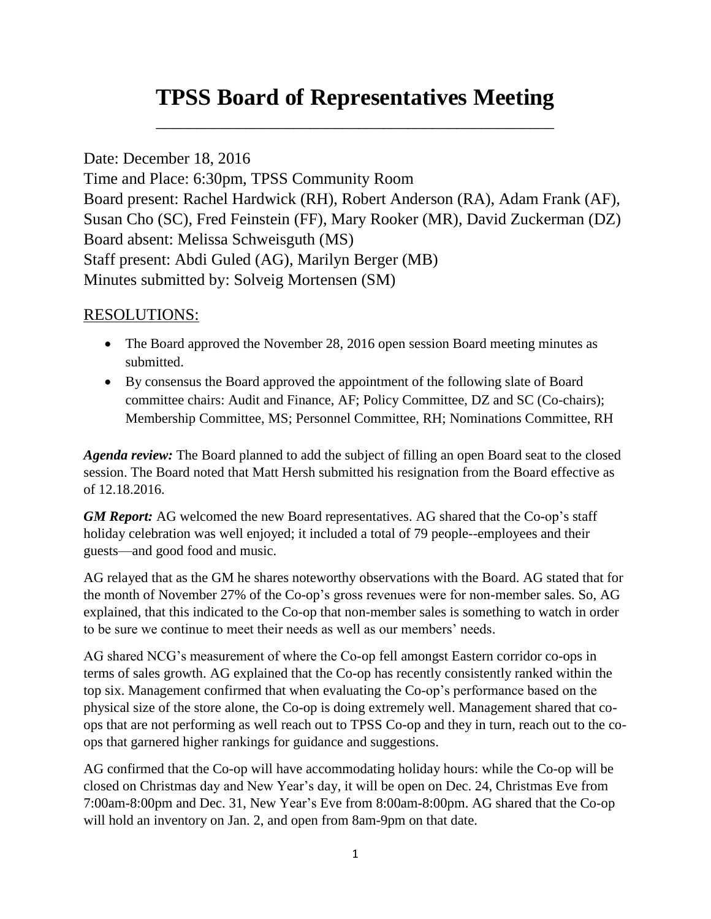# TPSS Board of Representatives Meeting

Date: December 18, 2016
Time and Place: 6:30pm, TPSS Community Room
Board present: Rachel Hardwick (RH), Robert Anderson (RA), Adam Frank (AF), Susan Cho (SC), Fred Feinstein (FF), Mary Rooker (MR), David Zuckerman (DZ)
Board absent: Melissa Schweisguth (MS)
Staff present: Abdi Guled (AG), Marilyn Berger (MB)
Minutes submitted by: Solveig Mortensen (SM)

## RESOLUTIONS:

- The Board approved the November 28, 2016 open session Board meeting minutes as submitted.
- By consensus the Board approved the appointment of the following slate of Board committee chairs: Audit and Finance, AF; Policy Committee, DZ and SC (Co-chairs); Membership Committee, MS; Personnel Committee, RH; Nominations Committee, RH

***Agenda review:*** The Board planned to add the subject of filling an open Board seat to the closed session. The Board noted that Matt Hersh submitted his resignation from the Board effective as of 12.18.2016.

***GM Report:*** AG welcomed the new Board representatives. AG shared that the Co-op's staff holiday celebration was well enjoyed; it included a total of 79 people--employees and their guests—and good food and music.

AG relayed that as the GM he shares noteworthy observations with the Board. AG stated that for the month of November 27% of the Co-op's gross revenues were for non-member sales. So, AG explained, that this indicated to the Co-op that non-member sales is something to watch in order to be sure we continue to meet their needs as well as our members' needs.

AG shared NCG's measurement of where the Co-op fell amongst Eastern corridor co-ops in terms of sales growth. AG explained that the Co-op has recently consistently ranked within the top six. Management confirmed that when evaluating the Co-op's performance based on the physical size of the store alone, the Co-op is doing extremely well. Management shared that co-ops that are not performing as well reach out to TPSS Co-op and they in turn, reach out to the co-ops that garnered higher rankings for guidance and suggestions.

AG confirmed that the Co-op will have accommodating holiday hours: while the Co-op will be closed on Christmas day and New Year's day, it will be open on Dec. 24, Christmas Eve from 7:00am-8:00pm and Dec. 31, New Year's Eve from 8:00am-8:00pm. AG shared that the Co-op will hold an inventory on Jan. 2, and open from 8am-9pm on that date.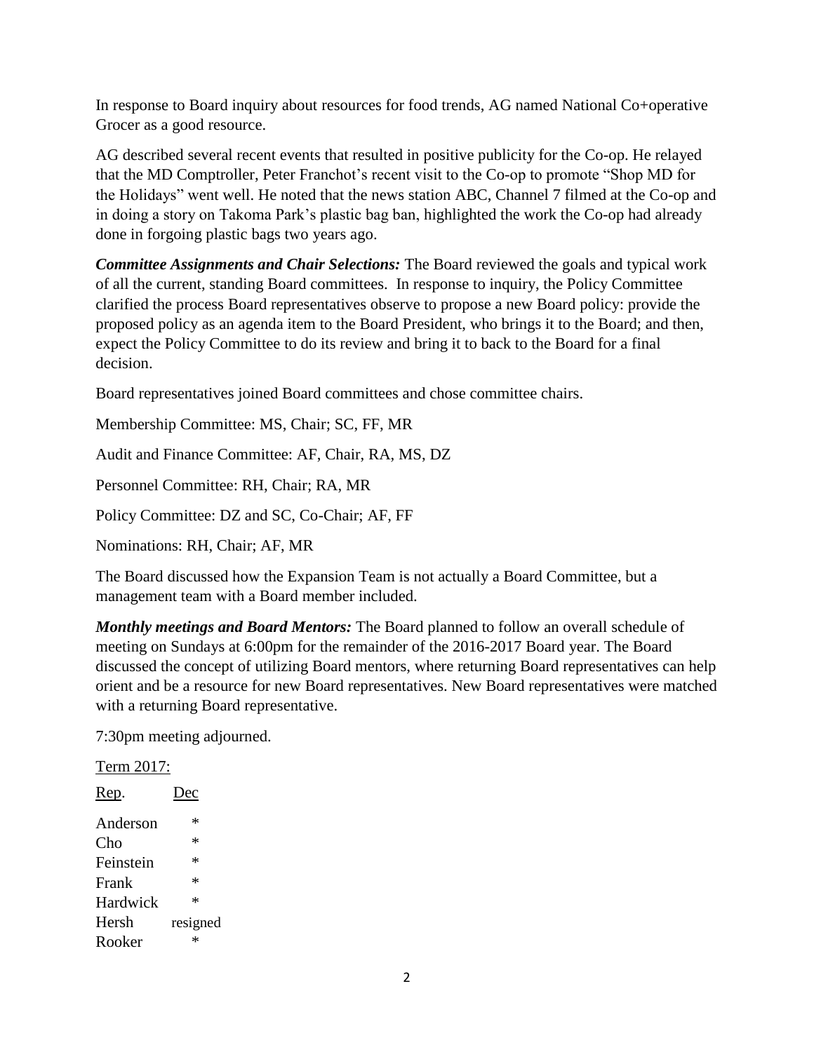In response to Board inquiry about resources for food trends, AG named National Co+operative Grocer as a good resource.

AG described several recent events that resulted in positive publicity for the Co-op. He relayed that the MD Comptroller, Peter Franchot's recent visit to the Co-op to promote "Shop MD for the Holidays" went well. He noted that the news station ABC, Channel 7 filmed at the Co-op and in doing a story on Takoma Park's plastic bag ban, highlighted the work the Co-op had already done in forgoing plastic bags two years ago.

***Committee Assignments and Chair Selections:*** The Board reviewed the goals and typical work of all the current, standing Board committees. In response to inquiry, the Policy Committee clarified the process Board representatives observe to propose a new Board policy: provide the proposed policy as an agenda item to the Board President, who brings it to the Board; and then, expect the Policy Committee to do its review and bring it to back to the Board for a final decision.

Board representatives joined Board committees and chose committee chairs.

Membership Committee: MS, Chair; SC, FF, MR

Audit and Finance Committee: AF, Chair, RA, MS, DZ

Personnel Committee: RH, Chair; RA, MR

Policy Committee: DZ and SC, Co-Chair; AF, FF

Nominations: RH, Chair; AF, MR

The Board discussed how the Expansion Team is not actually a Board Committee, but a management team with a Board member included.

***Monthly meetings and Board Mentors:*** The Board planned to follow an overall schedule of meeting on Sundays at 6:00pm for the remainder of the 2016-2017 Board year. The Board discussed the concept of utilizing Board mentors, where returning Board representatives can help orient and be a resource for new Board representatives. New Board representatives were matched with a returning Board representative.

7:30pm meeting adjourned.

Term 2017:

| Rep. | Dec |
|---|---|
| Anderson | * |
| Cho | * |
| Feinstein | * |
| Frank | * |
| Hardwick | * |
| Hersh | resigned |
| Rooker | * |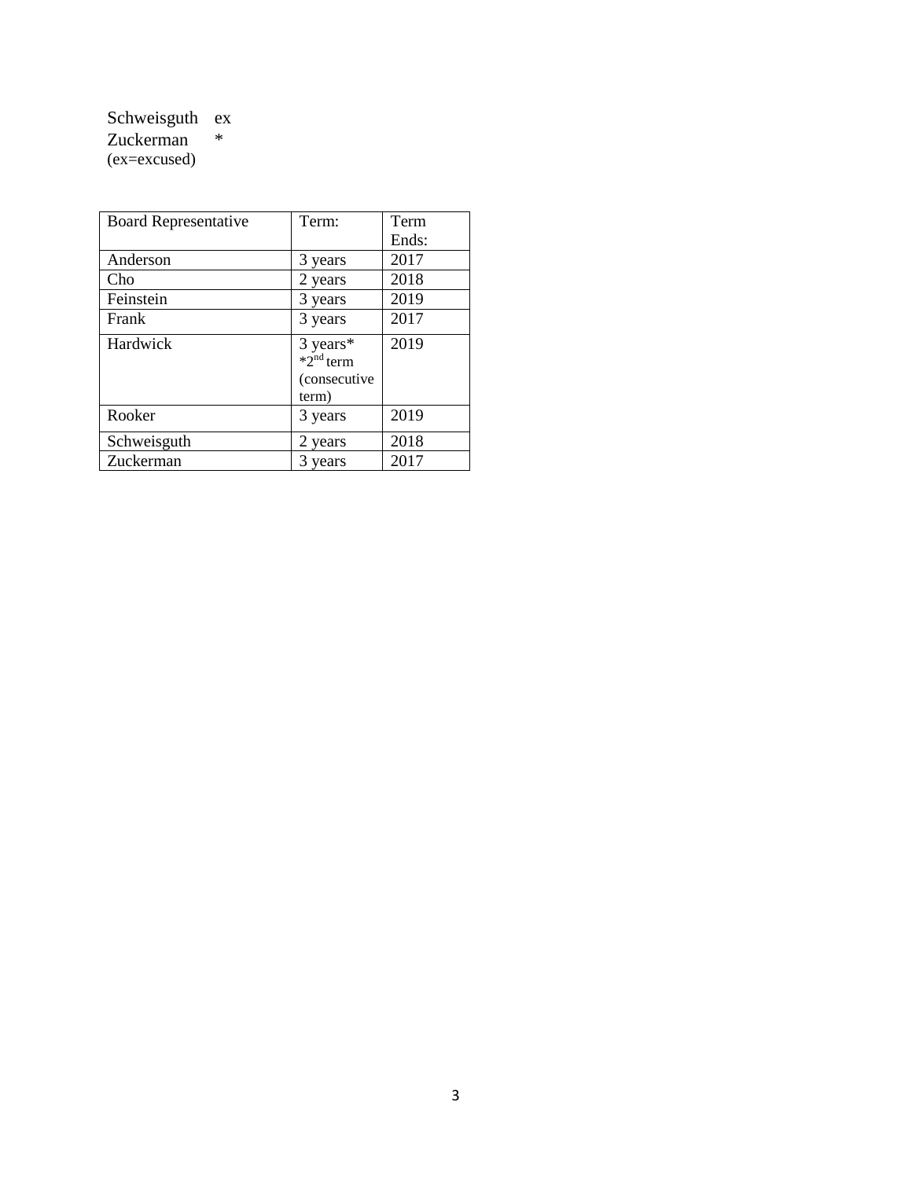Schweisguth ex
Zuckerman *
(ex=excused)

| Board Representative | Term: | Term Ends: |
| --- | --- | --- |
| Anderson | 3 years | 2017 |
| Cho | 2 years | 2018 |
| Feinstein | 3 years | 2019 |
| Frank | 3 years | 2017 |
| Hardwick | 3 years* *2nd term (consecutive term) | 2019 |
| Rooker | 3 years | 2019 |
| Schweisguth | 2 years | 2018 |
| Zuckerman | 3 years | 2017 |